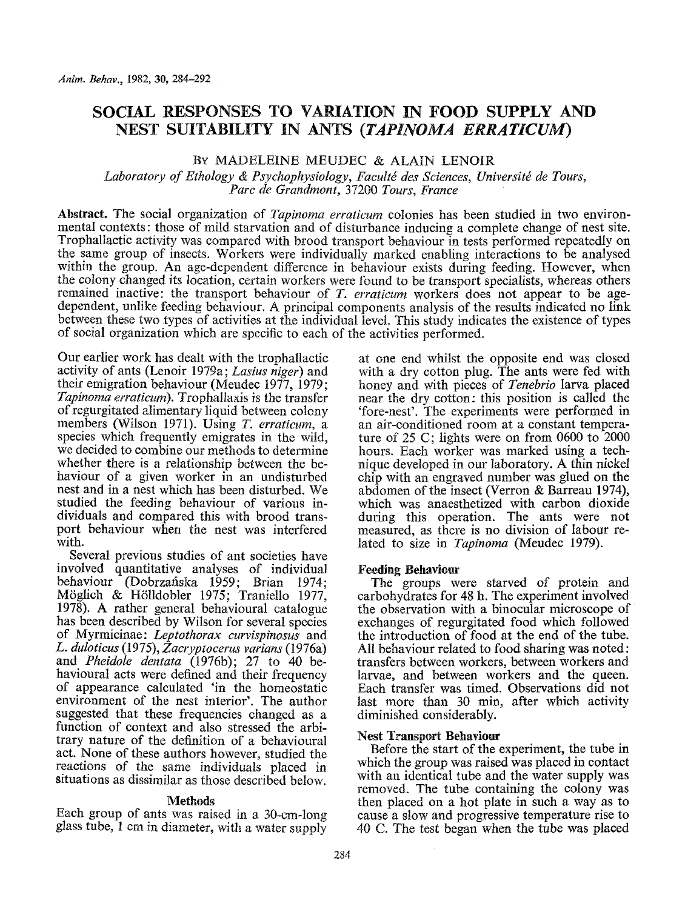# SOCIAL RESPONSES TO VARIATION IN FOOD SUPPLY AND NEST SUITABILITY IN ANTS (*TAPINOMA ERRATICUM*)

By MADELEINE MEUDEC & ALAIN LENOIR

*Laboratory of Ethology & Psychophysiology, Faculté des Sciences, Université de Tours, Parc de Grandmont, 37200 Tours, France*

**Abstract.** The social organization of *Tapinoma erraticum* colonies has been studied in two environmental contexts: those of mild starvation and of disturbance inducing a complete change of nest site. Trophallactic activity was compared with brood transport behaviour in tests performed repeatedly on the same group of insects. Workers were individually marked enabling interactions to be analysed within the group. An age-dependent difference in behaviour exists during feeding. However, when the colony changed its location, certain workers were found to be transport specialists, whereas others remained inactive: the transport behaviour of *T. erraticum* workers does not appear to be age-dependent, unlike feeding behaviour. A principal components analysis of the results indicated no link between these two types of activities at the individual level. This study indicates the existence of types of social organization which are specific to each of the activities performed.

Our earlier work has dealt with the trophallactic activity of ants (Lenoir 1979a; *Lasius niger*) and their emigration behaviour (Meudec 1977, 1979; *Tapinoma erraticum*). Trophallaxis is the transfer of regurgitated alimentary liquid between colony members (Wilson 1971). Using *T. erraticum*, a species which frequently emigrates in the wild, we decided to combine our methods to determine whether there is a relationship between the behaviour of a given worker in an undisturbed nest and in a nest which has been disturbed. We studied the feeding behaviour of various individuals and compared this with brood transport behaviour when the nest was interfered with.

Several previous studies of ant societies have involved quantitative analyses of individual behaviour (Dobrzańska 1959; Brian 1974; Möglich & Hölldobler 1975; Traniello 1977, 1978). A rather general behavioural catalogue has been described by Wilson for several species of Myrmicinae: *Leptothorax curvispinosus* and *L. duloticus* (1975), *Zacryptocerus varians* (1976a) and *Pheidole dentata* (1976b); 27 to 40 behavioural acts were defined and their frequency of appearance calculated 'in the homeostatic environment of the nest interior'. The author suggested that these frequencies changed as a function of context and also stressed the arbitrary nature of the definition of a behavioural act. None of these authors however, studied the reactions of the same individuals placed in situations as dissimilar as those described below.

## Methods

Each group of ants was raised in a 30-cm-long glass tube, 1 cm in diameter, with a water supply at one end whilst the opposite end was closed with a dry cotton plug. The ants were fed with honey and with pieces of *Tenebrio* larva placed near the dry cotton: this position is called the 'fore-nest'. The experiments were performed in an air-conditioned room at a constant temperature of 25 C; lights were on from 0600 to 2000 hours. Each worker was marked using a technique developed in our laboratory. A thin nickel chip with an engraved number was glued on the abdomen of the insect (Verron & Barreau 1974), which was anaesthetized with carbon dioxide during this operation. The ants were not measured, as there is no division of labour related to size in *Tapinoma* (Meudec 1979).

### Feeding Behaviour

The groups were starved of protein and carbohydrates for 48 h. The experiment involved the observation with a binocular microscope of exchanges of regurgitated food which followed the introduction of food at the end of the tube. All behaviour related to food sharing was noted: transfers between workers, between workers and larvae, and between workers and the queen. Each transfer was timed. Observations did not last more than 30 min, after which activity diminished considerably.

### Nest Transport Behaviour

Before the start of the experiment, the tube in which the group was raised was placed in contact with an identical tube and the water supply was removed. The tube containing the colony was then placed on a hot plate in such a way as to cause a slow and progressive temperature rise to 40 C. The test began when the tube was placed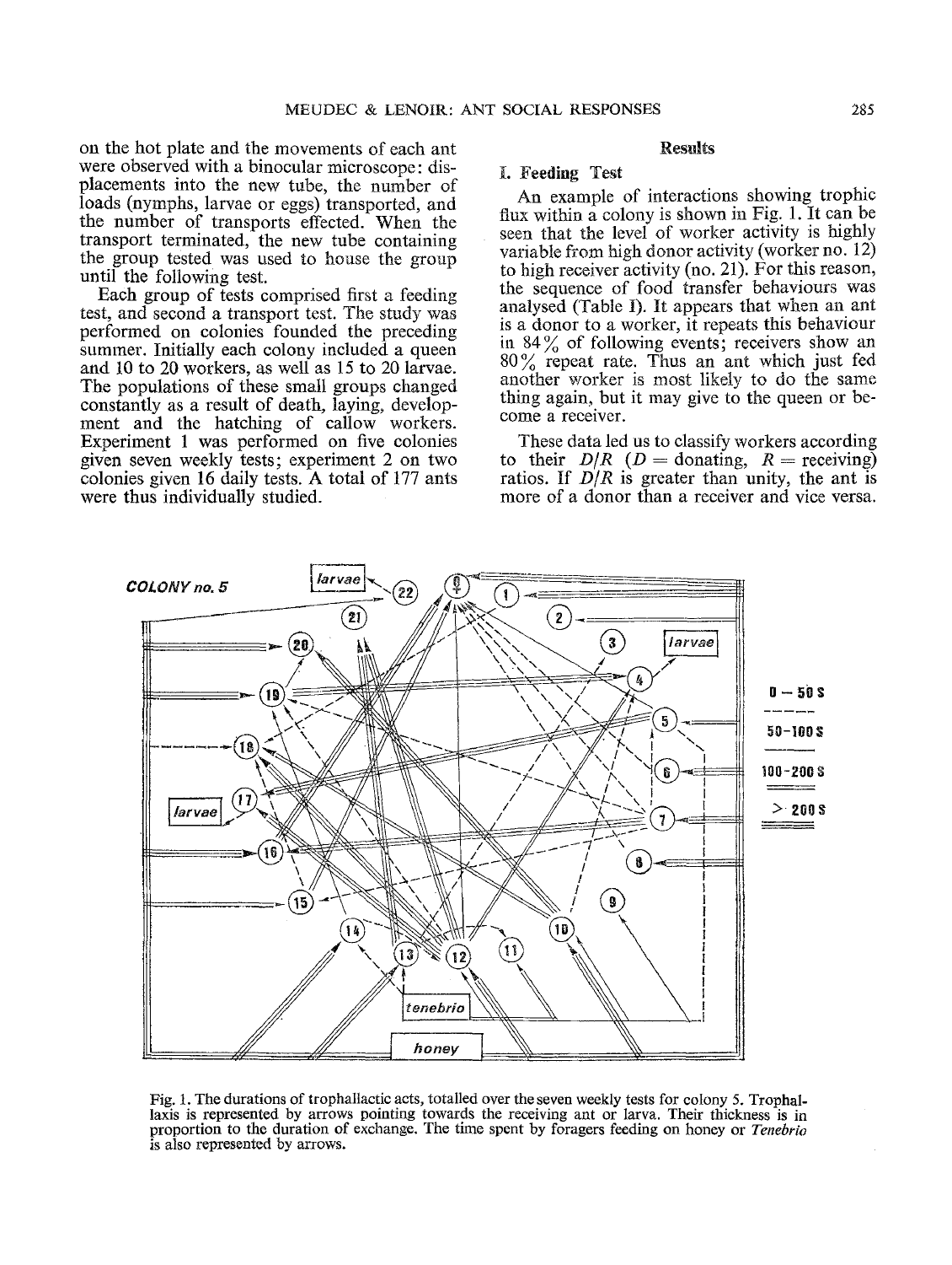on the hot plate and the movements of each ant were observed with a binocular microscope: displacements into the new tube, the number of loads (nymphs, larvae or eggs) transported, and the number of transports effected. When the transport terminated, the new tube containing the group tested was used to house the group until the following test.

Each group of tests comprised first a feeding test, and second a transport test. The study was performed on colonies founded the preceding summer. Initially each colony included a queen and 10 to 20 workers, as well as 15 to 20 larvae. The populations of these small groups changed constantly as a result of death, laying, development and the hatching of callow workers. Experiment 1 was performed on five colonies given seven weekly tests; experiment 2 on two colonies given 16 daily tests. A total of 177 ants were thus individually studied.

## Results

### I. Feeding Test

An example of interactions showing trophic flux within a colony is shown in Fig. 1. It can be seen that the level of worker activity is highly variable from high donor activity (worker no. 12) to high receiver activity (no. 21). For this reason, the sequence of food transfer behaviours was analysed (Table I). It appears that when an ant is a donor to a worker, it repeats this behaviour in 84% of following events; receivers show an 80% repeat rate. Thus an ant which just fed another worker is most likely to do the same thing again, but it may give to the queen or become a receiver.

These data led us to classify workers according to their $D/R$ ($D$ = donating, $R$ = receiving) ratios. If $D/R$ is greater than unity, the ant is more of a donor than a receiver and vice versa.

Fig. 1. The durations of trophallactic acts, totalled over the seven weekly tests for colony 5. Trophallaxis is represented by arrows pointing towards the receiving ant or larva. Their thickness is in proportion to the duration of exchange. The time spent by foragers feeding on honey or *Tenebrio* is also represented by arrows.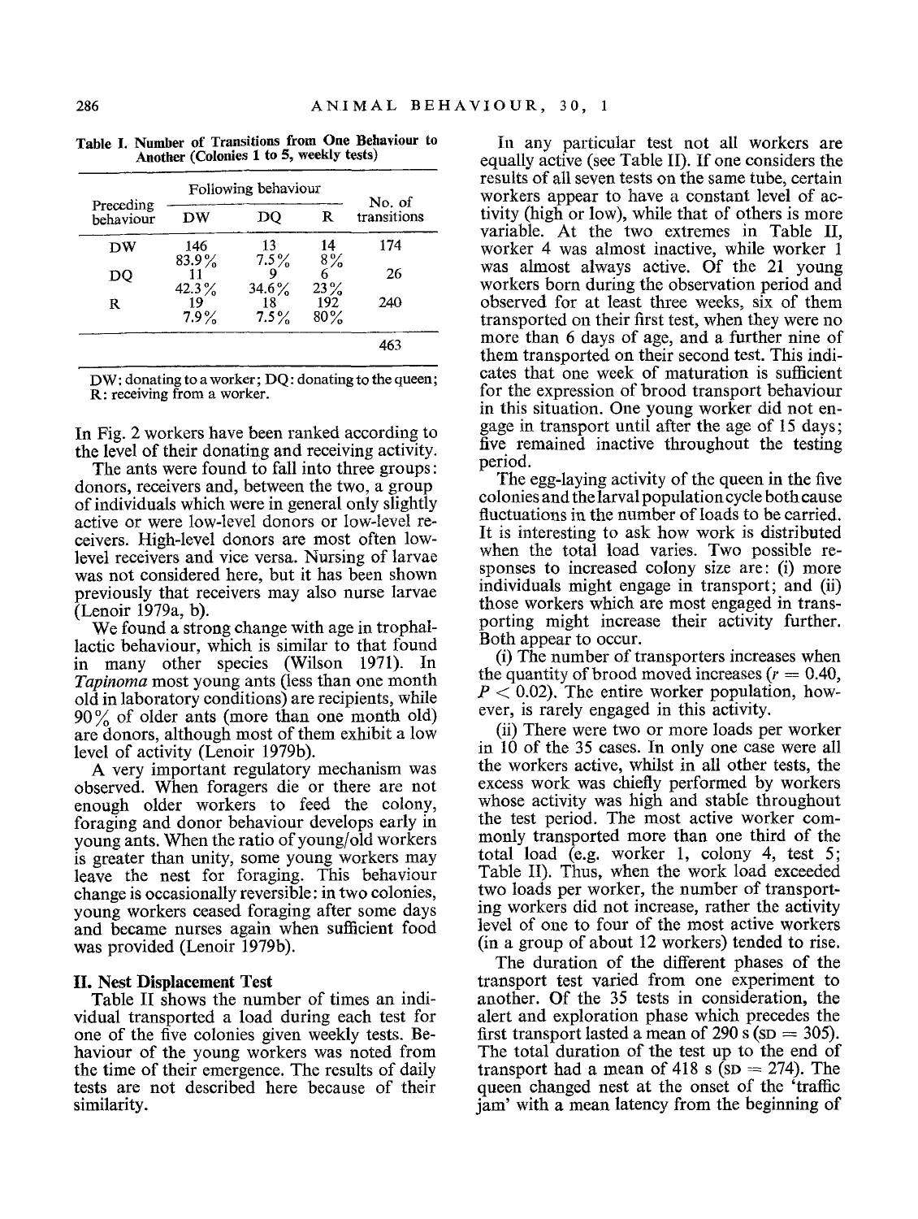Table I. Number of Transitions from One Behaviour to Another (Colonies 1 to 5, weekly tests)

| Preceding behaviour | Following behaviour | | | No. of transitions |
|---|---|---|---|---|
| | DW | DQ | R | |
| DW | 146<br>83.9% | 13<br>7.5% | 14<br>8% | 174 |
| DQ | 11<br>42.3% | 9<br>34.6% | 6<br>23% | 26 |
| R | 19<br>7.9% | 18<br>7.5% | 192<br>80% | 240 |
| | | | | 463 |

DW: donating to a worker; DQ: donating to the queen; R: receiving from a worker.

In Fig. 2 workers have been ranked according to the level of their donating and receiving activity.

The ants were found to fall into three groups: donors, receivers and, between the two, a group of individuals which were in general only slightly active or were low-level donors or low-level receivers. High-level donors are most often low-level receivers and vice versa. Nursing of larvae was not considered here, but it has been shown previously that receivers may also nurse larvae (Lenoir 1979a, b).

We found a strong change with age in trophallactic behaviour, which is similar to that found in many other species (Wilson 1971). In *Tapinoma* most young ants (less than one month old in laboratory conditions) are recipients, while 90% of older ants (more than one month old) are donors, although most of them exhibit a low level of activity (Lenoir 1979b).

A very important regulatory mechanism was observed. When foragers die or there are not enough older workers to feed the colony, foraging and donor behaviour develops early in young ants. When the ratio of young/old workers is greater than unity, some young workers may leave the nest for foraging. This behaviour change is occasionally reversible: in two colonies, young workers ceased foraging after some days and became nurses again when sufficient food was provided (Lenoir 1979b).

## II. Nest Displacement Test

Table II shows the number of times an individual transported a load during each test for one of the five colonies given weekly tests. Behaviour of the young workers was noted from the time of their emergence. The results of daily tests are not described here because of their similarity.

In any particular test not all workers are equally active (see Table II). If one considers the results of all seven tests on the same tube, certain workers appear to have a constant level of activity (high or low), while that of others is more variable. At the two extremes in Table II, worker 4 was almost inactive, while worker 1 was almost always active. Of the 21 young workers born during the observation period and observed for at least three weeks, six of them transported on their first test, when they were no more than 6 days of age, and a further nine of them transported on their second test. This indicates that one week of maturation is sufficient for the expression of brood transport behaviour in this situation. One young worker did not engage in transport until after the age of 15 days; five remained inactive throughout the testing period.

The egg-laying activity of the queen in the five colonies and the larval population cycle both cause fluctuations in the number of loads to be carried. It is interesting to ask how work is distributed when the total load varies. Two possible responses to increased colony size are: (i) more individuals might engage in transport; and (ii) those workers which are most engaged in transporting might increase their activity further. Both appear to occur.

(i) The number of transporters increases when the quantity of brood moved increases ($r = 0.40$, $P < 0.02$). The entire worker population, however, is rarely engaged in this activity.

(ii) There were two or more loads per worker in 10 of the 35 cases. In only one case were all the workers active, whilst in all other tests, the excess work was chiefly performed by workers whose activity was high and stable throughout the test period. The most active worker commonly transported more than one third of the total load (e.g. worker 1, colony 4, test 5; Table II). Thus, when the work load exceeded two loads per worker, the number of transporting workers did not increase, rather the activity level of one to four of the most active workers (in a group of about 12 workers) tended to rise.

The duration of the different phases of the transport test varied from one experiment to another. Of the 35 tests in consideration, the alert and exploration phase which precedes the first transport lasted a mean of 290 s (SD = 305). The total duration of the test up to the end of transport had a mean of 418 s (SD = 274). The queen changed nest at the onset of the 'traffic jam' with a mean latency from the beginning of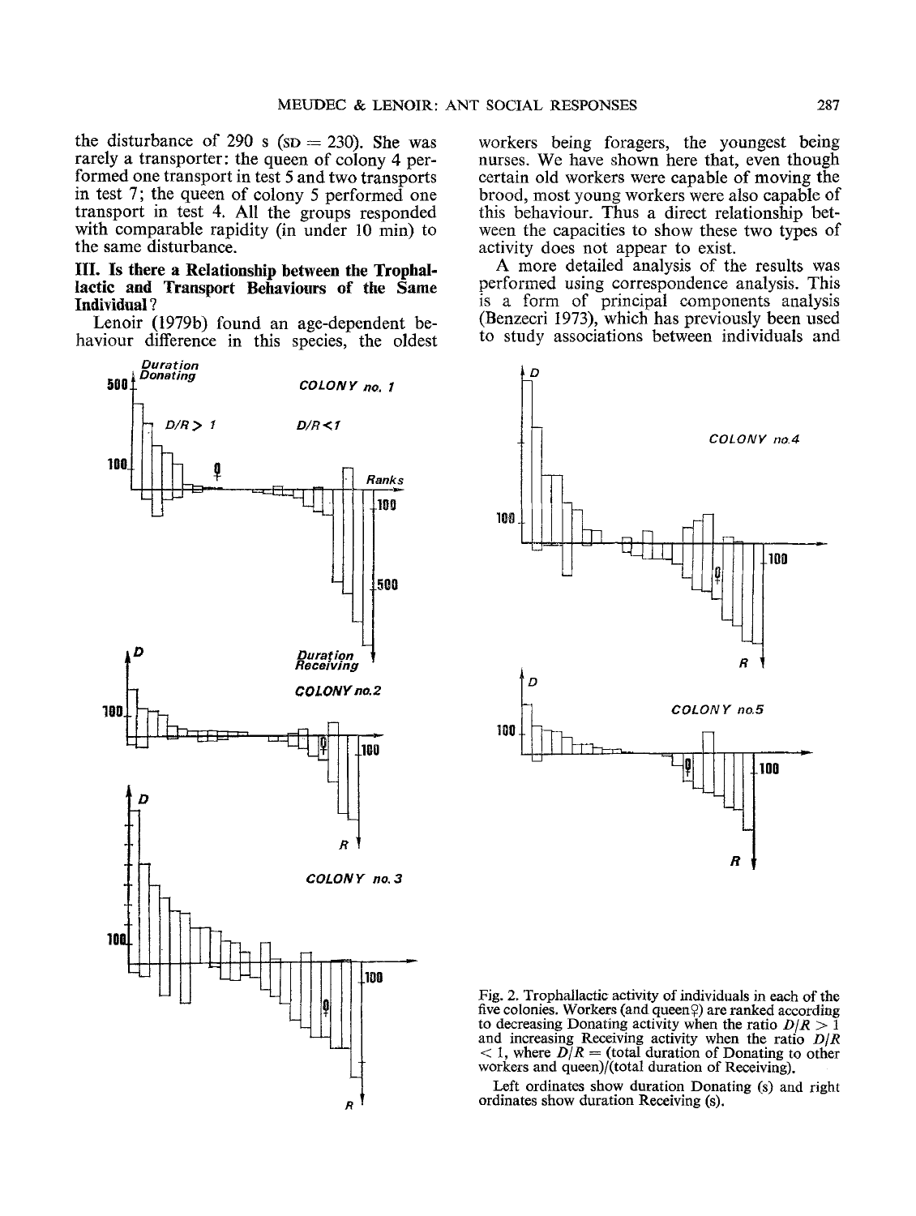the disturbance of 290 s (SD = 230). She was rarely a transporter: the queen of colony 4 performed one transport in test 5 and two transports in test 7; the queen of colony 5 performed one transport in test 4. All the groups responded with comparable rapidity (in under 10 min) to the same disturbance.

### III. Is there a Relationship between the Trophallactic and Transport Behaviours of the Same Individual?

Lenoir (1979b) found an age-dependent behaviour difference in this species, the oldest workers being foragers, the youngest being nurses. We have shown here that, even though certain old workers were capable of moving the brood, most young workers were also capable of this behaviour. Thus a direct relationship between the capacities to show these two types of activity does not appear to exist.

A more detailed analysis of the results was performed using correspondence analysis. This is a form of principal components analysis (Benzecri 1973), which has previously been used to study associations between individuals and

Fig. 2. Trophallactic activity of individuals in each of the five colonies. Workers (and queen♀) are ranked according to decreasing Donating activity when the ratio $D/R > 1$ and increasing Receiving activity when the ratio $D/R < 1$, where $D/R$ = (total duration of Donating to other workers and queen)/(total duration of Receiving).

Left ordinates show duration Donating (s) and right ordinates show duration Receiving (s).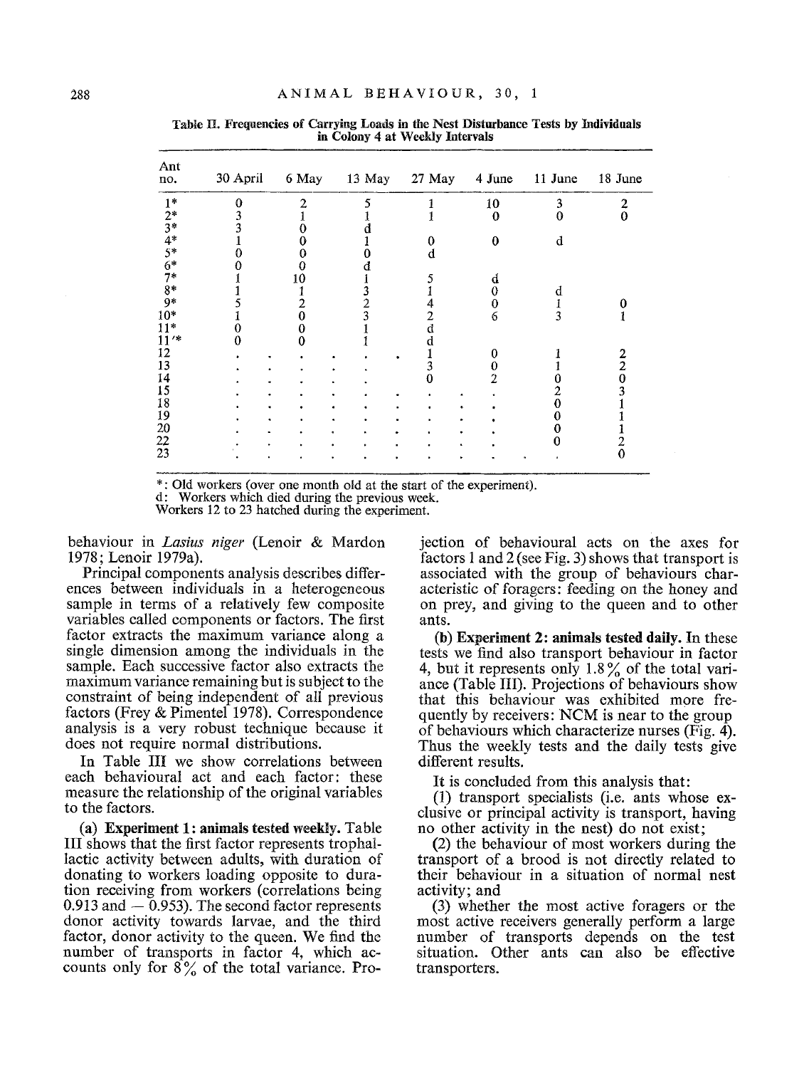**Table II. Frequencies of Carrying Loads in the Nest Disturbance Tests by Individuals in Colony 4 at Weekly Intervals**

| Ant no. | 30 April | 6 May | 13 May | 27 May | 4 June | 11 June | 18 June |
|---|---|---|---|---|---|---|---|
| 1* | 0 | 2 | 5 | 1 | 10 | 3 | 2 |
| 2* | 3 | 1 | 1 | 1 | 0 | 0 | 0 |
| 3* | 3 | 0 | d | | | | |
| 4* | 1 | 0 | 1 | 0 | 0 | d | |
| 5* | 0 | 0 | 0 | d | | | |
| 6* | 0 | 0 | d | | | | |
| 7* | 1 | 10 | 1 | 5 | d | | |
| 8* | 1 | 1 | 3 | 1 | 0 | d | |
| 9* | 5 | 2 | 2 | 4 | 0 | 1 | 0 |
| 10* | 1 | 0 | 3 | 2 | 6 | 3 | 1 |
| 11* | 0 | 0 | 1 | d | | | |
| 11'* | 0 | 0 | 1 | d | | | |
| 12 | . | . | . | 1 | 0 | 1 | 2 |
| 13 | . | . | . | 3 | 0 | 1 | 2 |
| 14 | . | . | . | 0 | 2 | 0 | 0 |
| 15 | . | . | . | . | . | 2 | 3 |
| 18 | . | . | . | . | . | 0 | 1 |
| 19 | . | . | . | . | . | 0 | 1 |
| 20 | . | . | . | . | . | 0 | 1 |
| 22 | . | . | . | . | . | 0 | 2 |
| 23 | . | . | . | . | . | . | 0 |

*: Old workers (over one month old at the start of the experiment).
d: Workers which died during the previous week.
Workers 12 to 23 hatched during the experiment.

behaviour in *Lasius niger* (Lenoir & Mardon 1978; Lenoir 1979a).

Principal components analysis describes differences between individuals in a heterogeneous sample in terms of a relatively few composite variables called components or factors. The first factor extracts the maximum variance along a single dimension among the individuals in the sample. Each successive factor also extracts the maximum variance remaining but is subject to the constraint of being independent of all previous factors (Frey & Pimentel 1978). Correspondence analysis is a very robust technique because it does not require normal distributions.

In Table III we show correlations between each behavioural act and each factor: these measure the relationship of the original variables to the factors.

**(a) Experiment 1: animals tested weekly.** Table III shows that the first factor represents trophallactic activity between adults, with duration of donating to workers loading opposite to duration receiving from workers (correlations being 0.913 and − 0.953). The second factor represents donor activity towards larvae, and the third factor, donor activity to the queen. We find the number of transports in factor 4, which accounts only for 8% of the total variance. Projection of behavioural acts on the axes for factors 1 and 2 (see Fig. 3) shows that transport is associated with the group of behaviours characteristic of foragers: feeding on the honey and on prey, and giving to the queen and to other ants.

**(b) Experiment 2: animals tested daily.** In these tests we find also transport behaviour in factor 4, but it represents only 1.8% of the total variance (Table III). Projections of behaviours show that this behaviour was exhibited more frequently by receivers: NCM is near to the group of behaviours which characterize nurses (Fig. 4). Thus the weekly tests and the daily tests give different results.

It is concluded from this analysis that:

(1) transport specialists (i.e. ants whose exclusive or principal activity is transport, having no other activity in the nest) do not exist;

(2) the behaviour of most workers during the transport of a brood is not directly related to their behaviour in a situation of normal nest activity; and

(3) whether the most active foragers or the most active receivers generally perform a large number of transports depends on the test situation. Other ants can also be effective transporters.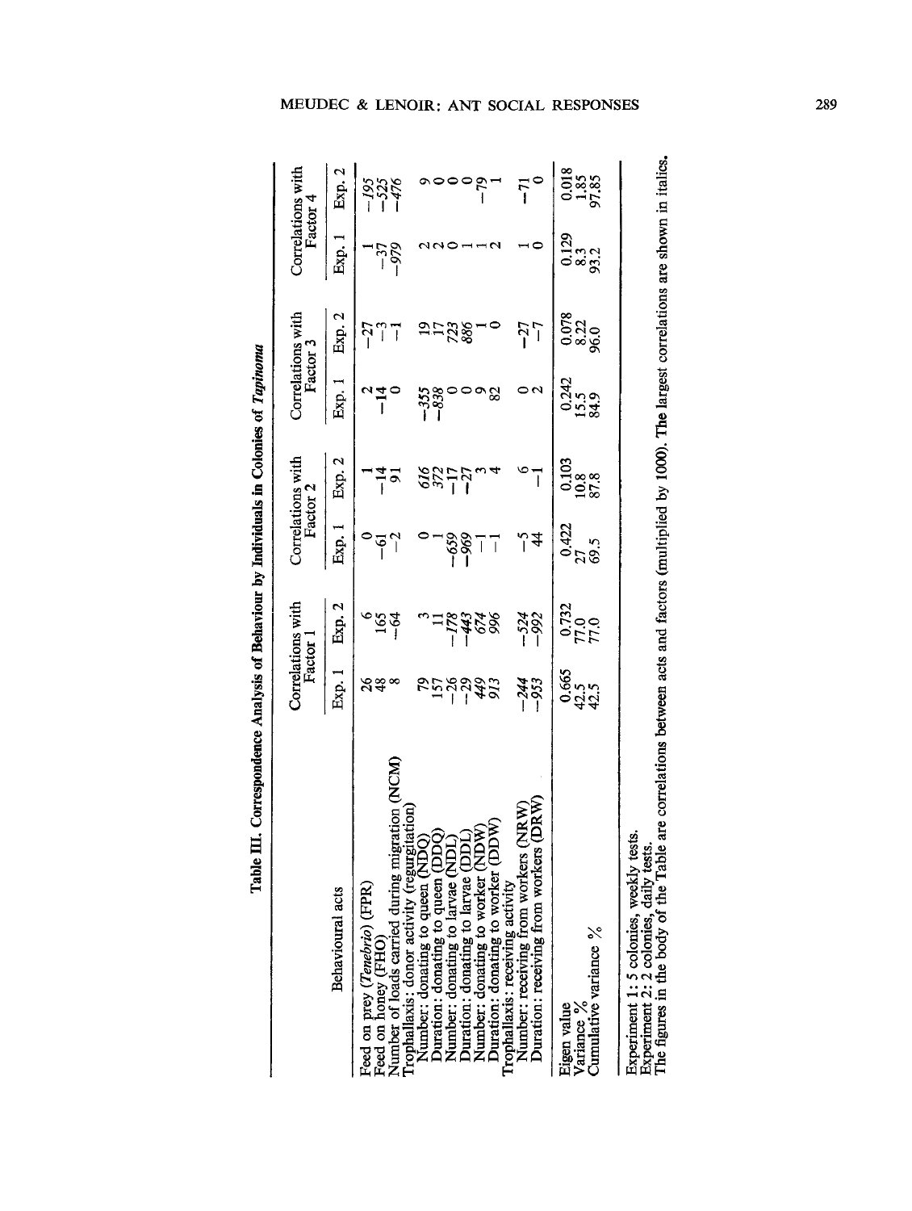**Table III. Correspondence Analysis of Behaviour by Individuals in Colonies of *Tapinoma***

| Behavioural acts | Correlations with Factor 1 | | Correlations with Factor 2 | | Correlations with Factor 3 | | Correlations with Factor 4 | |
|---|---|---|---|---|---|---|---|---|
| | Exp. 1 | Exp. 2 | Exp. 1 | Exp. 2 | Exp. 1 | Exp. 2 | Exp. 1 | Exp. 2 |
| Feed on prey (*Tenebrio*) (FPR) | 26 | 6 | 0 | 1 | 2 | −27 | 1 | *−195* |
| Feed on honey (FHO) | 48 | 165 | −61 | −14 | −14 | −3 | −37 | *−525* |
| Number of loads carried during migration (NCM) | 8 | −64 | −2 | 91 | 0 | −1 | *−979* | *−476* |
| Trophallaxis: donor activity (regurgitation) | | | | | | | | |
| Number: donating to queen (NDQ) | 79 | 3 | 0 | *616* | *−355* | 19 | 2 | 9 |
| Duration: donating to queen (DDQ) | 157 | 11 | 1 | *372* | *−838* | 17 | 2 | 0 |
| Number: donating to larvae (NDL) | −26 | *−178* | *−659* | −17 | 0 | *723* | 0 | 0 |
| Duration: donating to larvae (DDL) | −29 | *−443* | *−969* | −27 | 0 | *886* | 1 | 0 |
| Number: donating to worker (NDW) | *449* | *674* | −1 | 3 | 9 | 1 | −1 | −79 |
| Duration: donating to worker (DDW) | *913* | *996* | −1 | 4 | 82 | 0 | 2 | 1 |
| Trophallaxis: receiving activity | | | | | | | | |
| Number: receiving from workers (NRW) | *−244* | *−524* | −5 | 6 | 0 | −27 | 1 | −71 |
| Duration: receiving from workers (DRW) | *−953* | *−992* | 44 | −1 | 2 | −7 | 0 | 0 |
| Eigen value | 0.665 | 0.732 | 0.422 | 0.103 | 0.242 | 0.078 | 0.129 | 0.018 |
| Variance % | 42.5 | 77.0 | 27 | 10.8 | 15.5 | 8.22 | 8.3 | 1.85 |
| Cumulative variance % | 42.5 | 77.0 | 69.5 | 87.8 | 84.9 | 96.0 | 93.2 | 97.85 |

Experiment 1: 5 colonies, weekly tests.
Experiment 2: 2 colonies, daily tests.
The figures in the body of the Table are correlations between acts and factors (multiplied by 1000). The largest correlations are shown in italics.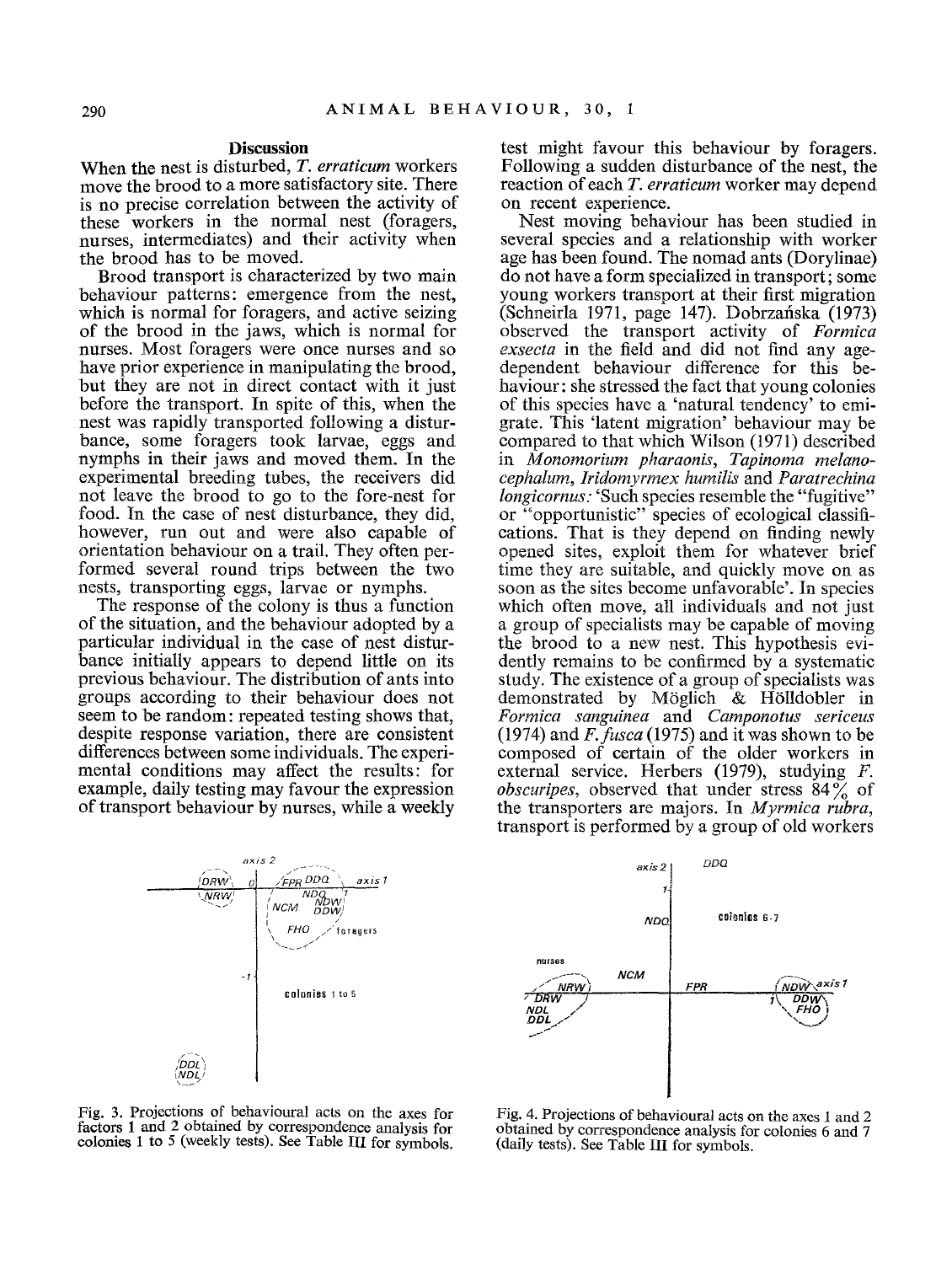## Discussion

When the nest is disturbed, *T. erraticum* workers move the brood to a more satisfactory site. There is no precise correlation between the activity of these workers in the normal nest (foragers, nurses, intermediates) and their activity when the brood has to be moved.

Brood transport is characterized by two main behaviour patterns: emergence from the nest, which is normal for foragers, and active seizing of the brood in the jaws, which is normal for nurses. Most foragers were once nurses and so have prior experience in manipulating the brood, but they are not in direct contact with it just before the transport. In spite of this, when the nest was rapidly transported following a disturbance, some foragers took larvae, eggs and nymphs in their jaws and moved them. In the experimental breeding tubes, the receivers did not leave the brood to go to the fore-nest for food. In the case of nest disturbance, they did, however, run out and were also capable of orientation behaviour on a trail. They often performed several round trips between the two nests, transporting eggs, larvae or nymphs.

The response of the colony is thus a function of the situation, and the behaviour adopted by a particular individual in the case of nest disturbance initially appears to depend little on its previous behaviour. The distribution of ants into groups according to their behaviour does not seem to be random: repeated testing shows that, despite response variation, there are consistent differences between some individuals. The experimental conditions may affect the results: for example, daily testing may favour the expression of transport behaviour by nurses, while a weekly test might favour this behaviour by foragers. Following a sudden disturbance of the nest, the reaction of each *T. erraticum* worker may depend on recent experience.

Nest moving behaviour has been studied in several species and a relationship with worker age has been found. The nomad ants (Dorylinae) do not have a form specialized in transport; some young workers transport at their first migration (Schneirla 1971, page 147). Dobrzańska (1973) observed the transport activity of *Formica exsecta* in the field and did not find any age-dependent behaviour difference for this behaviour: she stressed the fact that young colonies of this species have a 'natural tendency' to emigrate. This 'latent migration' behaviour may be compared to that which Wilson (1971) described in *Monomorium pharaonis*, *Tapinoma melanocephalum*, *Iridomyrmex humilis* and *Paratrechina longicornus*: 'Such species resemble the "fugitive" or "opportunistic" species of ecological classifications. That is they depend on finding newly opened sites, exploit them for whatever brief time they are suitable, and quickly move on as soon as the sites become unfavorable'. In species which often move, all individuals and not just a group of specialists may be capable of moving the brood to a new nest. This hypothesis evidently remains to be confirmed by a systematic study. The existence of a group of specialists was demonstrated by Möglich & Hölldobler in *Formica sanguinea* and *Camponotus sericeus* (1974) and *F. fusca* (1975) and it was shown to be composed of certain of the older workers in external service. Herbers (1979), studying *F. obscuripes*, observed that under stress 84% of the transporters are majors. In *Myrmica rubra*, transport is performed by a group of old workers

Fig. 3. Projections of behavioural acts on the axes for factors 1 and 2 obtained by correspondence analysis for colonies 1 to 5 (weekly tests). See Table III for symbols.

Fig. 4. Projections of behavioural acts on the axes 1 and 2 obtained by correspondence analysis for colonies 6 and 7 (daily tests). See Table III for symbols.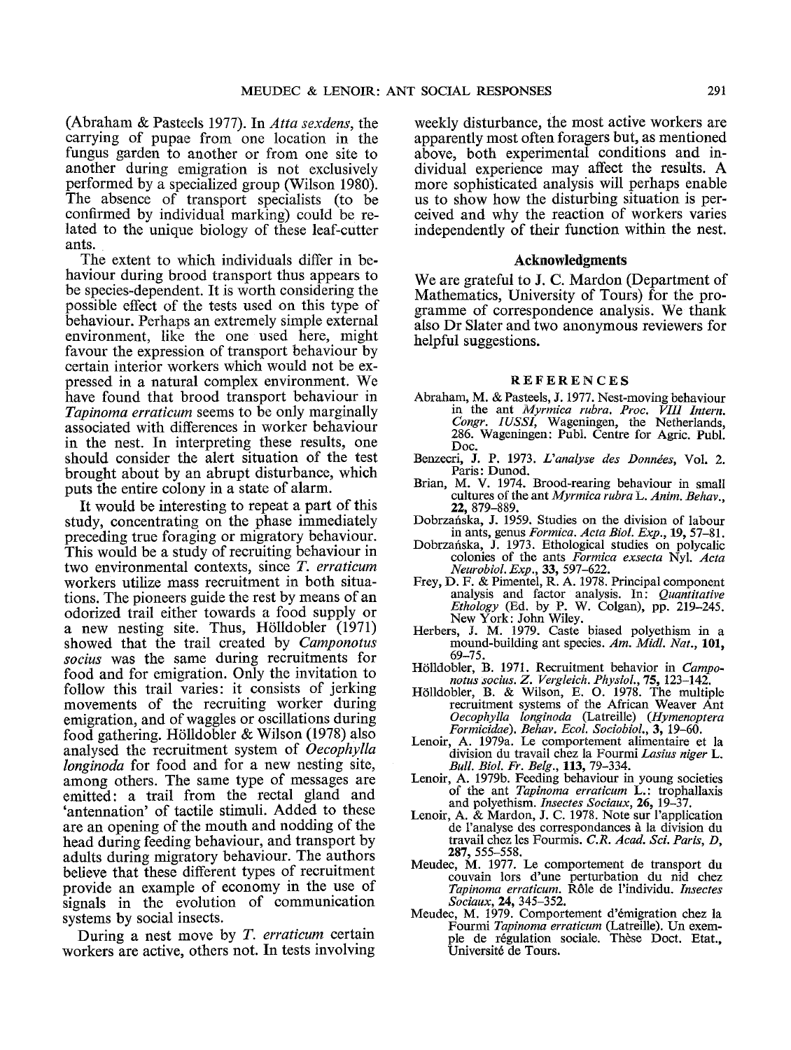(Abraham & Pasteels 1977). In *Atta sexdens*, the carrying of pupae from one location in the fungus garden to another or from one site to another during emigration is not exclusively performed by a specialized group (Wilson 1980). The absence of transport specialists (to be confirmed by individual marking) could be related to the unique biology of these leaf-cutter ants.

The extent to which individuals differ in behaviour during brood transport thus appears to be species-dependent. It is worth considering the possible effect of the tests used on this type of behaviour. Perhaps an extremely simple external environment, like the one used here, might favour the expression of transport behaviour by certain interior workers which would not be expressed in a natural complex environment. We have found that brood transport behaviour in *Tapinoma erraticum* seems to be only marginally associated with differences in worker behaviour in the nest. In interpreting these results, one should consider the alert situation of the test brought about by an abrupt disturbance, which puts the entire colony in a state of alarm.

It would be interesting to repeat a part of this study, concentrating on the phase immediately preceding true foraging or migratory behaviour. This would be a study of recruiting behaviour in two environmental contexts, since *T. erraticum* workers utilize mass recruitment in both situations. The pioneers guide the rest by means of an odorized trail either towards a food supply or a new nesting site. Thus, Hölldobler (1971) showed that the trail created by *Camponotus socius* was the same during recruitments for food and for emigration. Only the invitation to follow this trail varies: it consists of jerking movements of the recruiting worker during emigration, and of waggles or oscillations during food gathering. Hölldobler & Wilson (1978) also analysed the recruitment system of *Oecophylla longinoda* for food and for a new nesting site, among others. The same type of messages are emitted: a trail from the rectal gland and 'antennation' of tactile stimuli. Added to these are an opening of the mouth and nodding of the head during feeding behaviour, and transport by adults during migratory behaviour. The authors believe that these different types of recruitment provide an example of economy in the use of signals in the evolution of communication systems by social insects.

During a nest move by *T. erraticum* certain workers are active, others not. In tests involving weekly disturbance, the most active workers are apparently most often foragers but, as mentioned above, both experimental conditions and individual experience may affect the results. A more sophisticated analysis will perhaps enable us to show how the disturbing situation is perceived and why the reaction of workers varies independently of their function within the nest.

## Acknowledgments

We are grateful to J. C. Mardon (Department of Mathematics, University of Tours) for the programme of correspondence analysis. We thank also Dr Slater and two anonymous reviewers for helpful suggestions.

## REFERENCES

Abraham, M. & Pasteels, J. 1977. Nest-moving behaviour in the ant *Myrmica rubra*. *Proc. VIII Intern. Congr. IUSSI*, Wageningen, the Netherlands, 286. Wageningen: Publ. Centre for Agric. Publ. Doc.

Benzecri, J. P. 1973. *L'analyse des Données*, Vol. 2. Paris: Dunod.

Brian, M. V. 1974. Brood-rearing behaviour in small cultures of the ant *Myrmica rubra* L. *Anim. Behav.*, **22**, 879–889.

Dobrzańska, J. 1959. Studies on the division of labour in ants, genus *Formica*. *Acta Biol. Exp.*, **19**, 57–81.

Dobrzańska, J. 1973. Ethological studies on polycalic colonies of the ants *Formica exsecta* Nyl. *Acta Neurobiol. Exp.*, **33**, 597–622.

Frey, D. F. & Pimentel, R. A. 1978. Principal component analysis and factor analysis. In: *Quantitative Ethology* (Ed. by P. W. Colgan), pp. 219–245. New York: John Wiley.

Herbers, J. M. 1979. Caste biased polyethism in a mound-building ant species. *Am. Midl. Nat.*, **101**, 69–75.

Hölldobler, B. 1971. Recruitment behavior in *Camponotus socius*. *Z. Vergleich. Physiol.*, **75**, 123–142.

Hölldobler, B. & Wilson, E. O. 1978. The multiple recruitment systems of the African Weaver Ant *Oecophylla longinoda* (Latreille) (*Hymenoptera Formicidae*). *Behav. Ecol. Sociobiol.*, **3**, 19–60.

Lenoir, A. 1979a. Le comportement alimentaire et la division du travail chez la Fourmi *Lasius niger* L. *Bull. Biol. Fr. Belg.*, **113**, 79–334.

Lenoir, A. 1979b. Feeding behaviour in young societies of the ant *Tapinoma erraticum* L.: trophallaxis and polyethism. *Insectes Sociaux*, **26**, 19–37.

Lenoir, A. & Mardon, J. C. 1978. Note sur l'application de l'analyse des correspondances à la division du travail chez les Fourmis. *C.R. Acad. Sci. Paris, D*, **287**, 555–558.

Meudec, M. 1977. Le comportement de transport du couvain lors d'une perturbation du nid chez *Tapinoma erraticum*. Rôle de l'individu. *Insectes Sociaux*, **24**, 345–352.

Meudec, M. 1979. Comportement d'émigration chez la Fourmi *Tapinoma erraticum* (Latreille). Un exemple de régulation sociale. Thèse Doct. Etat., Université de Tours.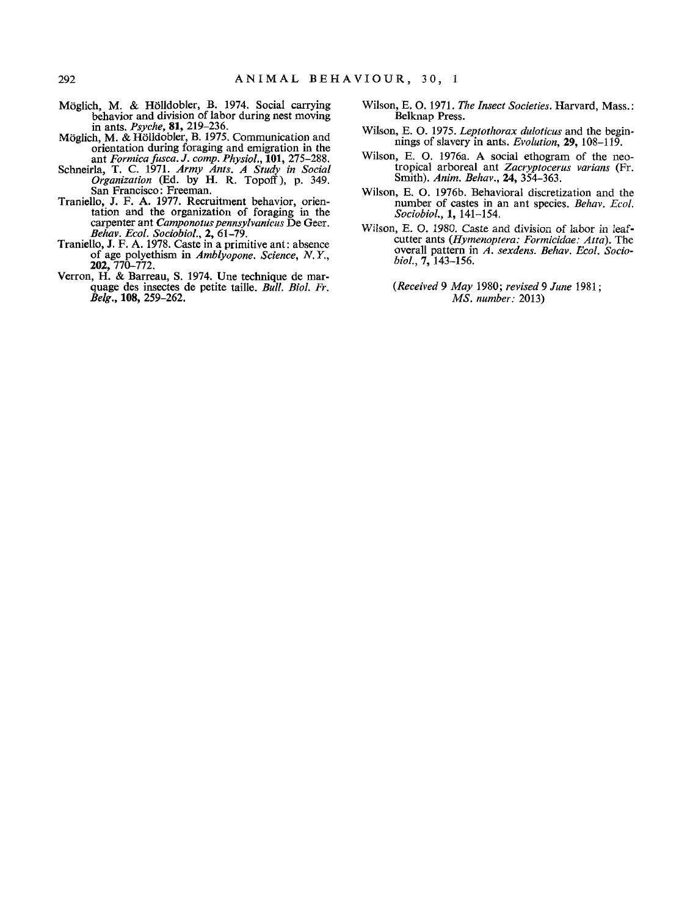Möglich, M. & Hölldobler, B. 1974. Social carrying behavior and division of labor during nest moving in ants. *Psyche*, **81**, 219–236.

Möglich, M. & Hölldobler, B. 1975. Communication and orientation during foraging and emigration in the ant *Formica fusca*. *J. comp. Physiol.*, **101**, 275–288.

Schneirla, T. C. 1971. *Army Ants. A Study in Social Organization* (Ed. by H. R. Topoff), p. 349. San Francisco: Freeman.

Traniello, J. F. A. 1977. Recruitment behavior, orientation and the organization of foraging in the carpenter ant *Camponotus pennsylvanicus* De Geer. *Behav. Ecol. Sociobiol.*, **2**, 61–79.

Traniello, J. F. A. 1978. Caste in a primitive ant: absence of age polyethism in *Amblyopone*. *Science, N.Y.*, **202**, 770–772.

Verron, H. & Barreau, S. 1974. Une technique de marquage des insectes de petite taille. *Bull. Biol. Fr. Belg.*, **108**, 259–262.

Wilson, E. O. 1971. *The Insect Societies*. Harvard, Mass.: Belknap Press.

Wilson, E. O. 1975. *Leptothorax duloticus* and the beginnings of slavery in ants. *Evolution*, **29**, 108–119.

Wilson, E. O. 1976a. A social ethogram of the neotropical arboreal ant *Zacryptocerus varians* (Fr. Smith). *Anim. Behav.*, **24**, 354–363.

Wilson, E. O. 1976b. Behavioral discretization and the number of castes in an ant species. *Behav. Ecol. Sociobiol.*, **1**, 141–154.

Wilson, E. O. 1980. Caste and division of labor in leaf-cutter ants (*Hymenoptera: Formicidae: Atta*). The overall pattern in *A. sexdens*. *Behav. Ecol. Sociobiol.*, **7**, 143–156.

(*Received* 9 *May* 1980; *revised* 9 *June* 1981; *MS. number:* 2013)